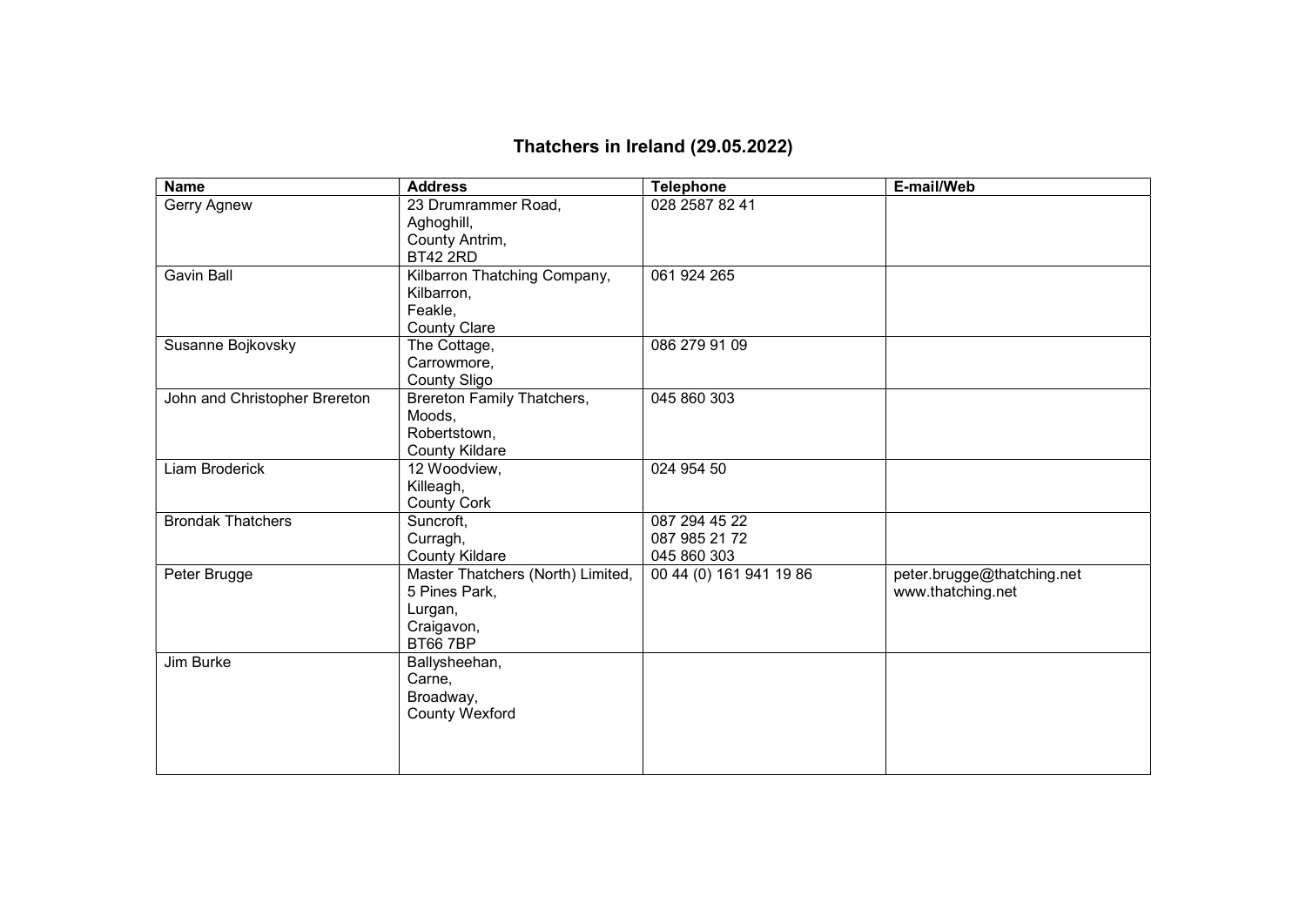# Thatchers in Ireland (29.05.2022)

| Name | Address | Telephone | E-mail/Web |
|---|---|---|---|
| Gerry Agnew | 23 Drumrammer Road,<br>Aghoghill,<br>County Antrim,<br>BT42 2RD | 028 2587 82 41 | |
| Gavin Ball | Kilbarron Thatching Company,<br>Kilbarron,<br>Feakle,<br>County Clare | 061 924 265 | |
| Susanne Bojkovsky | The Cottage,<br>Carrowmore,<br>County Sligo | 086 279 91 09 | |
| John and Christopher Brereton | Brereton Family Thatchers,<br>Moods,<br>Robertstown,<br>County Kildare | 045 860 303 | |
| Liam Broderick | 12 Woodview,<br>Killeagh,<br>County Cork | 024 954 50 | |
| Brondak Thatchers | Suncroft,<br>Curragh,<br>County Kildare | 087 294 45 22<br>087 985 21 72<br>045 860 303 | |
| Peter Brugge | Master Thatchers (North) Limited,<br>5 Pines Park,<br>Lurgan,<br>Craigavon,<br>BT66 7BP | 00 44 (0) 161 941 19 86 | peter.brugge@thatching.net<br>www.thatching.net |
| Jim Burke | Ballysheehan,<br>Carne,<br>Broadway,<br>County Wexford | | |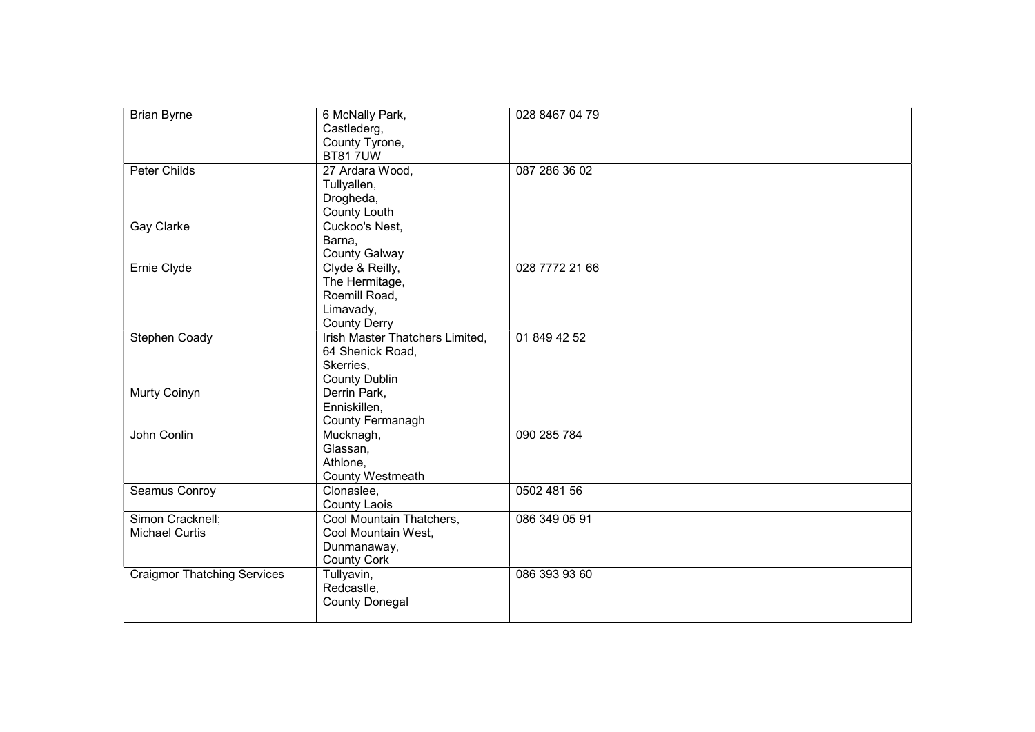| | | | |
|---|---|---|---|
| Brian Byrne | 6 McNally Park,<br>Castlederg,<br>County Tyrone,<br>BT81 7UW | 028 8467 04 79 | |
| Peter Childs | 27 Ardara Wood,<br>Tullyallen,<br>Drogheda,<br>County Louth | 087 286 36 02 | |
| Gay Clarke | Cuckoo's Nest,<br>Barna,<br>County Galway | | |
| Ernie Clyde | Clyde & Reilly,<br>The Hermitage,<br>Roemill Road,<br>Limavady,<br>County Derry | 028 7772 21 66 | |
| Stephen Coady | Irish Master Thatchers Limited,<br>64 Shenick Road,<br>Skerries,<br>County Dublin | 01 849 42 52 | |
| Murty Coinyn | Derrin Park,<br>Enniskillen,<br>County Fermanagh | | |
| John Conlin | Mucknagh,<br>Glassan,<br>Athlone,<br>County Westmeath | 090 285 784 | |
| Seamus Conroy | Clonaslee,<br>County Laois | 0502 481 56 | |
| Simon Cracknell;<br>Michael Curtis | Cool Mountain Thatchers,<br>Cool Mountain West,<br>Dunmanaway,<br>County Cork | 086 349 05 91 | |
| Craigmor Thatching Services | Tullyavin,<br>Redcastle,<br>County Donegal | 086 393 93 60 | |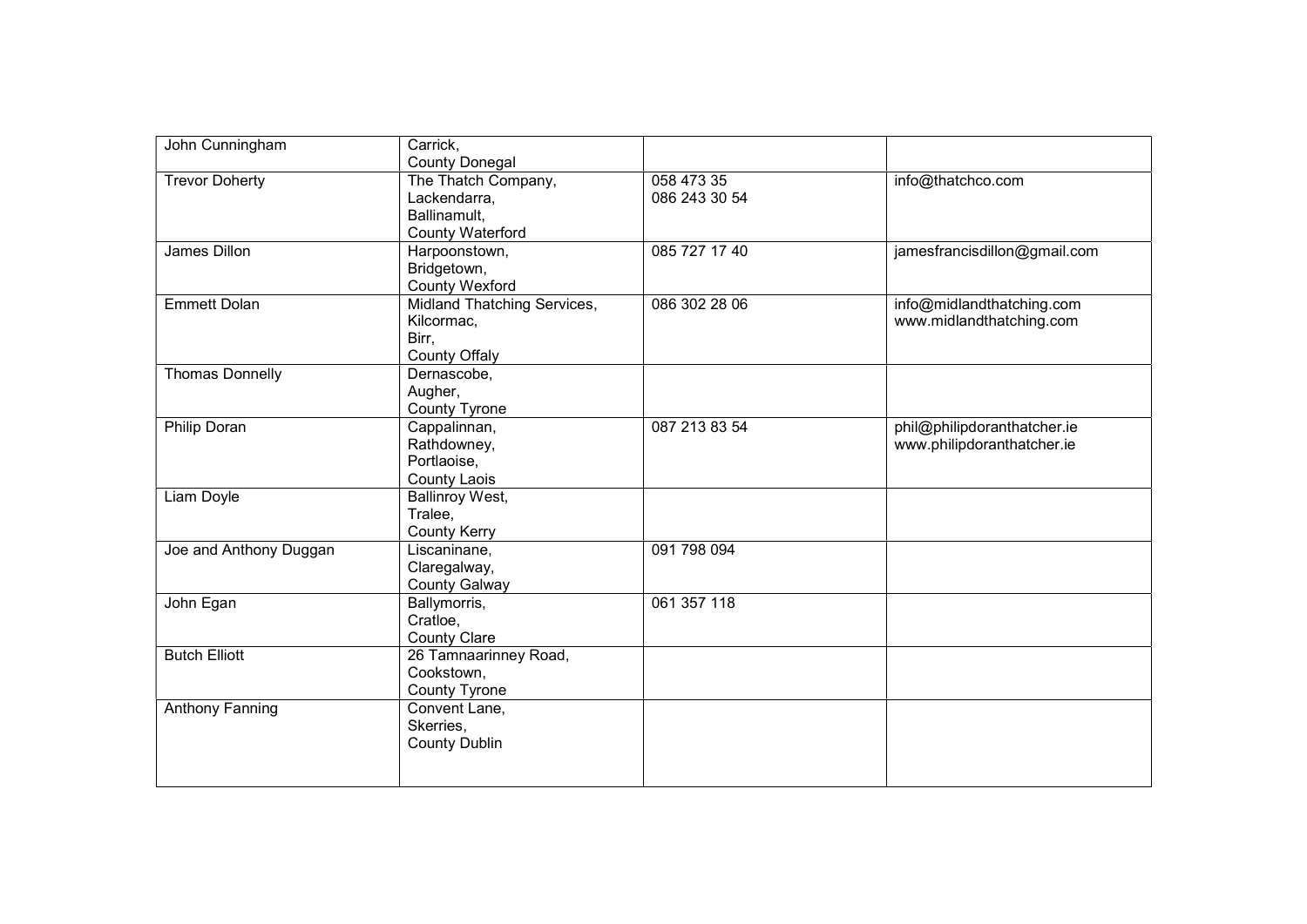| | | | |
|---|---|---|---|
| John Cunningham | Carrick,<br>County Donegal | | |
| Trevor Doherty | The Thatch Company,<br>Lackendarra,<br>Ballinamult,<br>County Waterford | 058 473 35<br>086 243 30 54 | info@thatchco.com |
| James Dillon | Harpoonstown,<br>Bridgetown,<br>County Wexford | 085 727 17 40 | jamesfrancisdillon@gmail.com |
| Emmett Dolan | Midland Thatching Services,<br>Kilcormac,<br>Birr,<br>County Offaly | 086 302 28 06 | info@midlandthatching.com<br>www.midlandthatching.com |
| Thomas Donnelly | Dernascobe,<br>Augher,<br>County Tyrone | | |
| Philip Doran | Cappalinnan,<br>Rathdowney,<br>Portlaoise,<br>County Laois | 087 213 83 54 | phil@philipdoranthatcher.ie<br>www.philipdoranthatcher.ie |
| Liam Doyle | Ballinroy West,<br>Tralee,<br>County Kerry | | |
| Joe and Anthony Duggan | Liscaninane,<br>Claregalway,<br>County Galway | 091 798 094 | |
| John Egan | Ballymorris,<br>Cratloe,<br>County Clare | 061 357 118 | |
| Butch Elliott | 26 Tamnaarinney Road,<br>Cookstown,<br>County Tyrone | | |
| Anthony Fanning | Convent Lane,<br>Skerries,<br>County Dublin | | |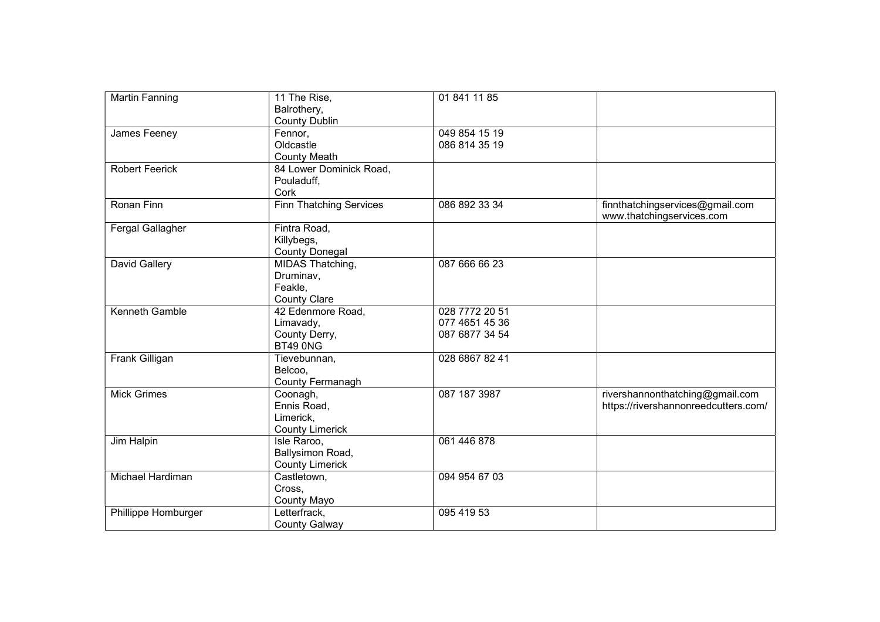| | | | |
|---|---|---|---|
| Martin Fanning | 11 The Rise,<br>Balrothery,<br>County Dublin | 01 841 11 85 | |
| James Feeney | Fennor,<br>Oldcastle<br>County Meath | 049 854 15 19<br>086 814 35 19 | |
| Robert Feerick | 84 Lower Dominick Road,<br>Pouladuff,<br>Cork | | |
| Ronan Finn | Finn Thatching Services | 086 892 33 34 | finnthatchingservices@gmail.com<br>www.thatchingservices.com |
| Fergal Gallagher | Fintra Road,<br>Killybegs,<br>County Donegal | | |
| David Gallery | MIDAS Thatching,<br>Druminav,<br>Feakle,<br>County Clare | 087 666 66 23 | |
| Kenneth Gamble | 42 Edenmore Road,<br>Limavady,<br>County Derry,<br>BT49 0NG | 028 7772 20 51<br>077 4651 45 36<br>087 6877 34 54 | |
| Frank Gilligan | Tievebunnan,<br>Belcoo,<br>County Fermanagh | 028 6867 82 41 | |
| Mick Grimes | Coonagh,<br>Ennis Road,<br>Limerick,<br>County Limerick | 087 187 3987 | rivershannonthatching@gmail.com<br>https://rivershannonreedcutters.com/ |
| Jim Halpin | Isle Raroo,<br>Ballysimon Road,<br>County Limerick | 061 446 878 | |
| Michael Hardiman | Castletown,<br>Cross,<br>County Mayo | 094 954 67 03 | |
| Phillippe Homburger | Letterfrack,<br>County Galway | 095 419 53 | |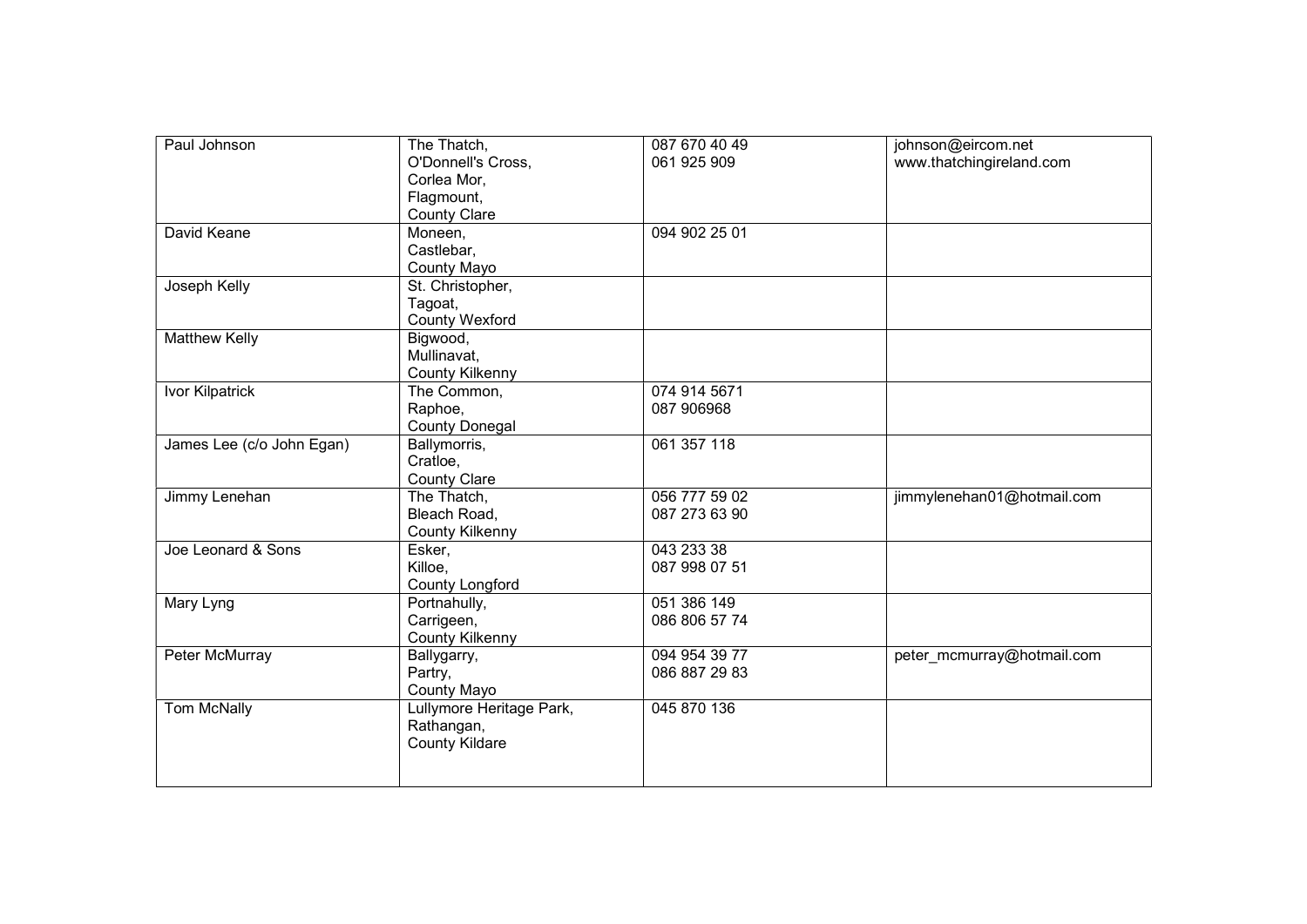| | | | |
|---|---|---|---|
| Paul Johnson | The Thatch,<br>O'Donnell's Cross,<br>Corlea Mor,<br>Flagmount,<br>County Clare | 087 670 40 49<br>061 925 909 | johnson@eircom.net<br>www.thatchingireland.com |
| David Keane | Moneen,<br>Castlebar,<br>County Mayo | 094 902 25 01 | |
| Joseph Kelly | St. Christopher,<br>Tagoat,<br>County Wexford | | |
| Matthew Kelly | Bigwood,<br>Mullinavat,<br>County Kilkenny | | |
| Ivor Kilpatrick | The Common,<br>Raphoe,<br>County Donegal | 074 914 5671<br>087 906968 | |
| James Lee (c/o John Egan) | Ballymorris,<br>Cratloe,<br>County Clare | 061 357 118 | |
| Jimmy Lenehan | The Thatch,<br>Bleach Road,<br>County Kilkenny | 056 777 59 02<br>087 273 63 90 | jimmylenehan01@hotmail.com |
| Joe Leonard & Sons | Esker,<br>Killoe,<br>County Longford | 043 233 38<br>087 998 07 51 | |
| Mary Lyng | Portnahully,<br>Carrigeen,<br>County Kilkenny | 051 386 149<br>086 806 57 74 | |
| Peter McMurray | Ballygarry,<br>Partry,<br>County Mayo | 094 954 39 77<br>086 887 29 83 | peter_mcmurray@hotmail.com |
| Tom McNally | Lullymore Heritage Park,<br>Rathangan,<br>County Kildare | 045 870 136 | |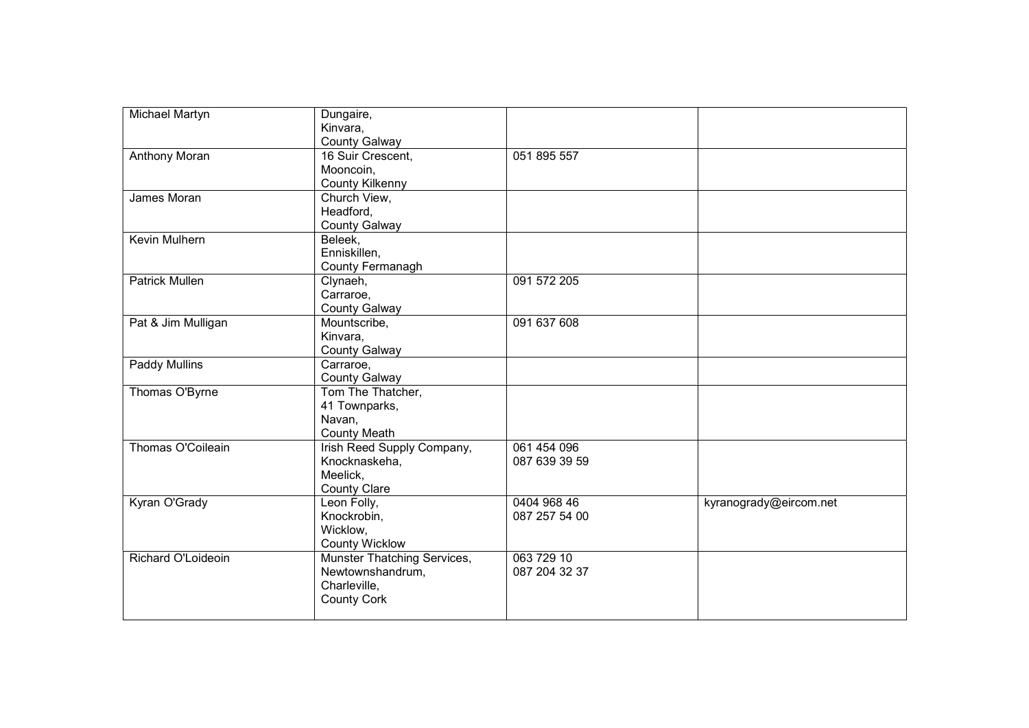| | | | |
|---|---|---|---|
| Michael Martyn | Dungaire,<br>Kinvara,<br>County Galway | | |
| Anthony Moran | 16 Suir Crescent,<br>Mooncoin,<br>County Kilkenny | 051 895 557 | |
| James Moran | Church View,<br>Headford,<br>County Galway | | |
| Kevin Mulhern | Beleek,<br>Enniskillen,<br>County Fermanagh | | |
| Patrick Mullen | Clynaeh,<br>Carraroe,<br>County Galway | 091 572 205 | |
| Pat & Jim Mulligan | Mountscribe,<br>Kinvara,<br>County Galway | 091 637 608 | |
| Paddy Mullins | Carraroe,<br>County Galway | | |
| Thomas O'Byrne | Tom The Thatcher,<br>41 Townparks,<br>Navan,<br>County Meath | | |
| Thomas O'Coileain | Irish Reed Supply Company,<br>Knocknaskeha,<br>Meelick,<br>County Clare | 061 454 096<br>087 639 39 59 | |
| Kyran O'Grady | Leon Folly,<br>Knockrobin,<br>Wicklow,<br>County Wicklow | 0404 968 46<br>087 257 54 00 | kyranogrady@eircom.net |
| Richard O'Loideoin | Munster Thatching Services,<br>Newtownshandrum,<br>Charleville,<br>County Cork | 063 729 10<br>087 204 32 37 | |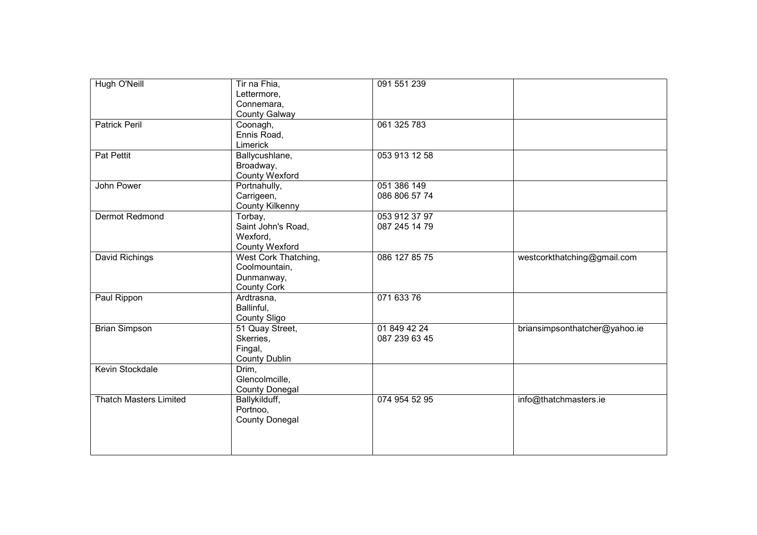| | | | |
|---|---|---|---|
| Hugh O'Neill | Tir na Fhia,<br>Lettermore,<br>Connemara,<br>County Galway | 091 551 239 | |
| Patrick Peril | Coonagh,<br>Ennis Road,<br>Limerick | 061 325 783 | |
| Pat Pettit | Ballycushlane,<br>Broadway,<br>County Wexford | 053 913 12 58 | |
| John Power | Portnahully,<br>Carrigeen,<br>County Kilkenny | 051 386 149<br>086 806 57 74 | |
| Dermot Redmond | Torbay,<br>Saint John's Road,<br>Wexford,<br>County Wexford | 053 912 37 97<br>087 245 14 79 | |
| David Richings | West Cork Thatching,<br>Coolmountain,<br>Dunmanway,<br>County Cork | 086 127 85 75 | westcorkthatching@gmail.com |
| Paul Rippon | Ardtrasna,<br>Ballinful,<br>County Sligo | 071 633 76 | |
| Brian Simpson | 51 Quay Street,<br>Skerries,<br>Fingal,<br>County Dublin | 01 849 42 24<br>087 239 63 45 | briansimpsonthatcher@yahoo.ie |
| Kevin Stockdale | Drim,<br>Glencolmcille,<br>County Donegal | | |
| Thatch Masters Limited | Ballykilduff,<br>Portnoo,<br>County Donegal | 074 954 52 95 | info@thatchmasters.ie |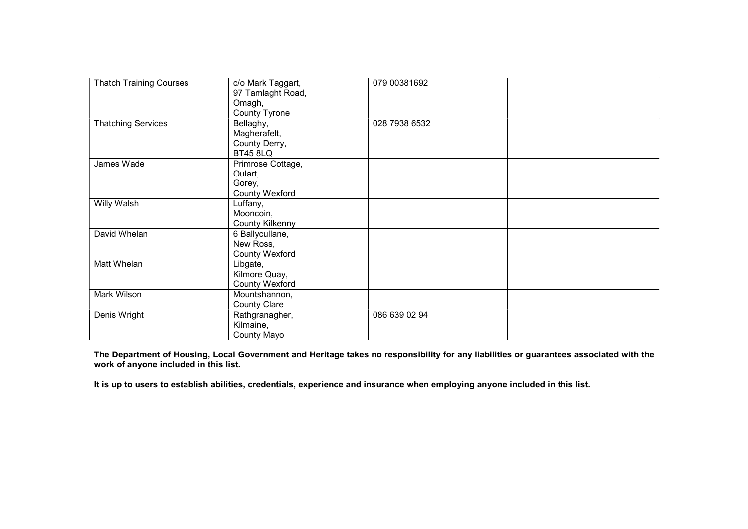| | | | |
|---|---|---|---|
| Thatch Training Courses | c/o Mark Taggart,<br>97 Tamlaght Road,<br>Omagh,<br>County Tyrone | 079 00381692 | |
| Thatching Services | Bellaghy,<br>Magherafelt,<br>County Derry,<br>BT45 8LQ | 028 7938 6532 | |
| James Wade | Primrose Cottage,<br>Oulart,<br>Gorey,<br>County Wexford | | |
| Willy Walsh | Luffany,<br>Mooncoin,<br>County Kilkenny | | |
| David Whelan | 6 Ballycullane,<br>New Ross,<br>County Wexford | | |
| Matt Whelan | Libgate,<br>Kilmore Quay,<br>County Wexford | | |
| Mark Wilson | Mountshannon,<br>County Clare | | |
| Denis Wright | Rathgranagher,<br>Kilmaine,<br>County Mayo | 086 639 02 94 | |

**The Department of Housing, Local Government and Heritage takes no responsibility for any liabilities or guarantees associated with the work of anyone included in this list.**

**It is up to users to establish abilities, credentials, experience and insurance when employing anyone included in this list.**